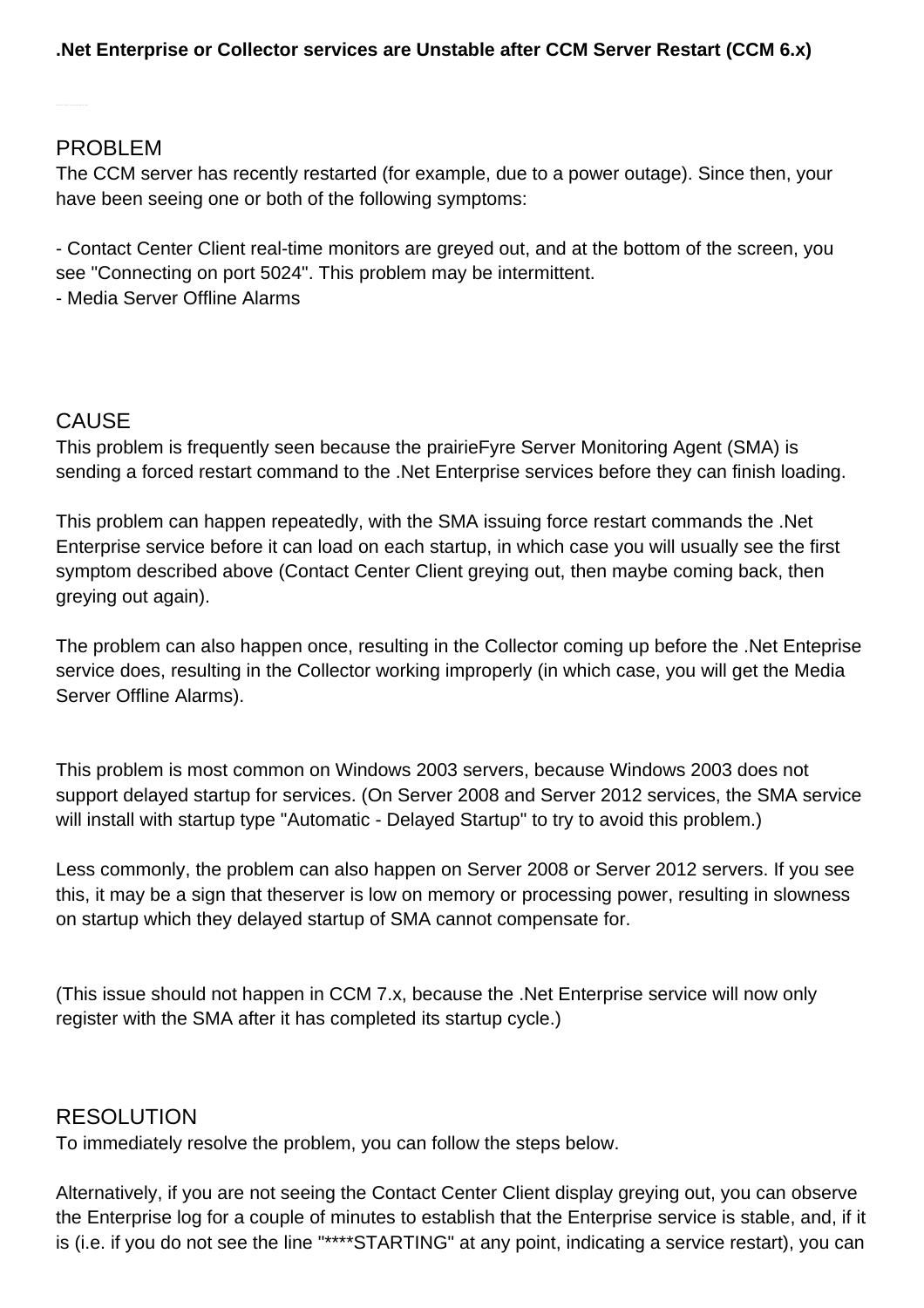**.Net Enterprise or Collector services are Unstable after CCM Server Restart (CCM 6.x)**

## PROBLEM

The CCM server has recently restarted (for example, due to a power outage). Since then, your have been seeing one or both of the following symptoms:

- Contact Center Client real-time monitors are greyed out, and at the bottom of the screen, you see "Connecting on port 5024". This problem may be intermittent.
- Media Server Offline Alarms

## CAUSE

This problem is frequently seen because the prairieFyre Server Monitoring Agent (SMA) is sending a forced restart command to the .Net Enterprise services before they can finish loading.

This problem can happen repeatedly, with the SMA issuing force restart commands the .Net Enterprise service before it can load on each startup, in which case you will usually see the first symptom described above (Contact Center Client greying out, then maybe coming back, then greying out again).

The problem can also happen once, resulting in the Collector coming up before the .Net Enteprise service does, resulting in the Collector working improperly (in which case, you will get the Media Server Offline Alarms).

This problem is most common on Windows 2003 servers, because Windows 2003 does not support delayed startup for services. (On Server 2008 and Server 2012 services, the SMA service will install with startup type "Automatic - Delayed Startup" to try to avoid this problem.)

Less commonly, the problem can also happen on Server 2008 or Server 2012 servers. If you see this, it may be a sign that theserver is low on memory or processing power, resulting in slowness on startup which they delayed startup of SMA cannot compensate for.

(This issue should not happen in CCM 7.x, because the .Net Enterprise service will now only register with the SMA after it has completed its startup cycle.)

## RESOLUTION

To immediately resolve the problem, you can follow the steps below.

Alternatively, if you are not seeing the Contact Center Client display greying out, you can observe the Enterprise log for a couple of minutes to establish that the Enterprise service is stable, and, if it is (i.e. if you do not see the line "****STARTING" at any point, indicating a service restart), you can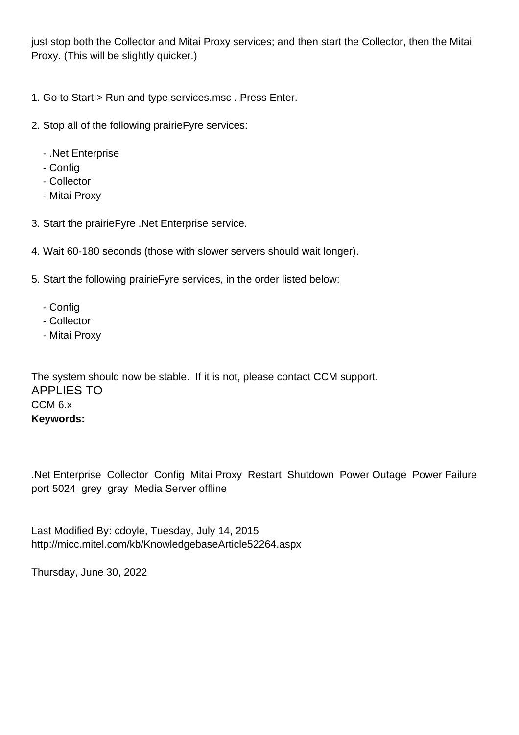just stop both the Collector and Mitai Proxy services; and then start the Collector, then the Mitai Proxy. (This will be slightly quicker.)

1. Go to Start > Run and type services.msc . Press Enter.

2. Stop all of the following prairieFyre services:

   - .Net Enterprise
   - Config
   - Collector
   - Mitai Proxy

3. Start the prairieFyre .Net Enterprise service.

4. Wait 60-180 seconds (those with slower servers should wait longer).

5. Start the following prairieFyre services, in the order listed below:

   - Config
   - Collector
   - Mitai Proxy

The system should now be stable. If it is not, please contact CCM support.

## APPLIES TO

CCM 6.x

**Keywords:**

.Net Enterprise Collector Config Mitai Proxy Restart Shutdown Power Outage Power Failure port 5024 grey gray Media Server offline

Last Modified By: cdoyle, Tuesday, July 14, 2015
http://micc.mitel.com/kb/KnowledgebaseArticle52264.aspx

Thursday, June 30, 2022